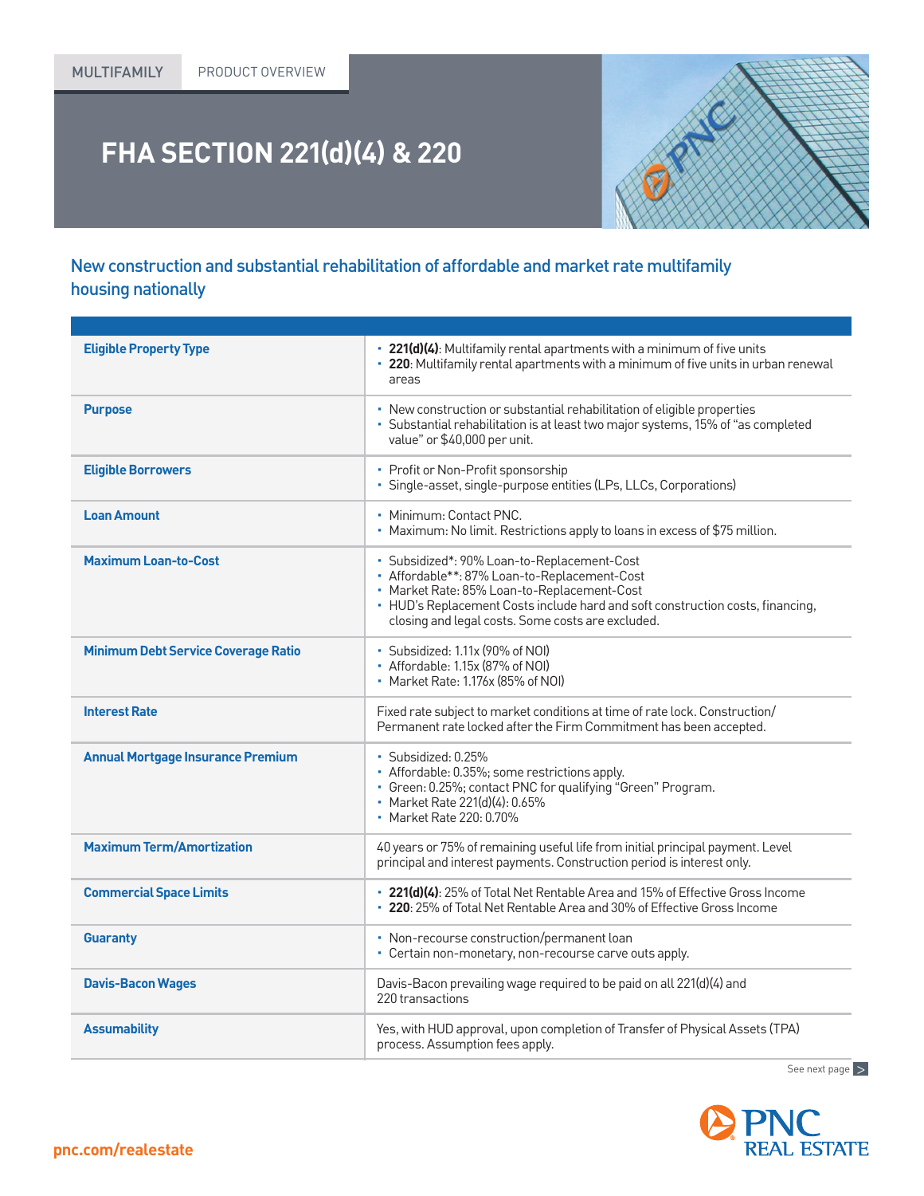MULTIFAMILY | PRODUCT OVERVIEW

# FHA SECTION 221(d)(4) & 220

## New construction and substantial rehabilitation of affordable and market rate multifamily housing nationally

| | |
|---|---|
| **Eligible Property Type** | • **221(d)(4)**: Multifamily rental apartments with a minimum of five units<br>• **220**: Multifamily rental apartments with a minimum of five units in urban renewal areas |
| **Purpose** | • New construction or substantial rehabilitation of eligible properties<br>• Substantial rehabilitation is at least two major systems, 15% of "as completed value" or $40,000 per unit. |
| **Eligible Borrowers** | • Profit or Non-Profit sponsorship<br>• Single-asset, single-purpose entities (LPs, LLCs, Corporations) |
| **Loan Amount** | • Minimum: Contact PNC.<br>• Maximum: No limit. Restrictions apply to loans in excess of $75 million. |
| **Maximum Loan-to-Cost** | • Subsidized*: 90% Loan-to-Replacement-Cost<br>• Affordable**: 87% Loan-to-Replacement-Cost<br>• Market Rate: 85% Loan-to-Replacement-Cost<br>• HUD's Replacement Costs include hard and soft construction costs, financing, closing and legal costs. Some costs are excluded. |
| **Minimum Debt Service Coverage Ratio** | • Subsidized: 1.11x (90% of NOI)<br>• Affordable: 1.15x (87% of NOI)<br>• Market Rate: 1.176x (85% of NOI) |
| **Interest Rate** | Fixed rate subject to market conditions at time of rate lock. Construction/Permanent rate locked after the Firm Commitment has been accepted. |
| **Annual Mortgage Insurance Premium** | • Subsidized: 0.25%<br>• Affordable: 0.35%; some restrictions apply.<br>• Green: 0.25%; contact PNC for qualifying "Green" Program.<br>• Market Rate 221(d)(4): 0.65%<br>• Market Rate 220: 0.70% |
| **Maximum Term/Amortization** | 40 years or 75% of remaining useful life from initial principal payment. Level principal and interest payments. Construction period is interest only. |
| **Commercial Space Limits** | • **221(d)(4)**: 25% of Total Net Rentable Area and 15% of Effective Gross Income<br>• **220**: 25% of Total Net Rentable Area and 30% of Effective Gross Income |
| **Guaranty** | • Non-recourse construction/permanent loan<br>• Certain non-monetary, non-recourse carve outs apply. |
| **Davis-Bacon Wages** | Davis-Bacon prevailing wage required to be paid on all 221(d)(4) and 220 transactions |
| **Assumability** | Yes, with HUD approval, upon completion of Transfer of Physical Assets (TPA) process. Assumption fees apply. |

See next page >

pnc.com/realestate

PNC REAL ESTATE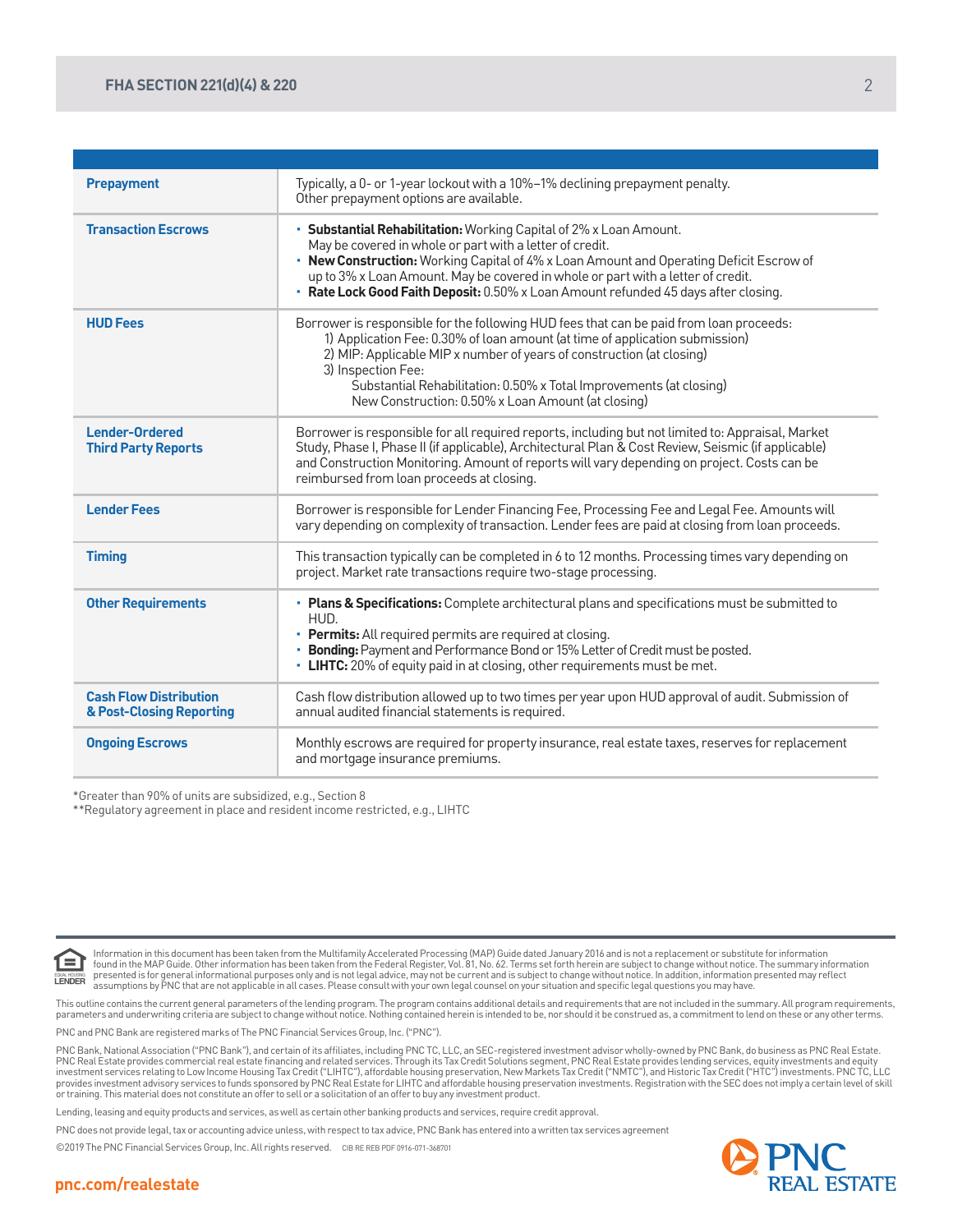| | |
|---|---|
| **Prepayment** | Typically, a 0- or 1-year lockout with a 10%–1% declining prepayment penalty. Other prepayment options are available. |
| **Transaction Escrows** | • **Substantial Rehabilitation:** Working Capital of 2% x Loan Amount. May be covered in whole or part with a letter of credit.<br>• **New Construction:** Working Capital of 4% x Loan Amount and Operating Deficit Escrow of up to 3% x Loan Amount. May be covered in whole or part with a letter of credit.<br>• **Rate Lock Good Faith Deposit:** 0.50% x Loan Amount refunded 45 days after closing. |
| **HUD Fees** | Borrower is responsible for the following HUD fees that can be paid from loan proceeds:<br>1) Application Fee: 0.30% of loan amount (at time of application submission)<br>2) MIP: Applicable MIP x number of years of construction (at closing)<br>3) Inspection Fee:<br>Substantial Rehabilitation: 0.50% x Total Improvements (at closing)<br>New Construction: 0.50% x Loan Amount (at closing) |
| **Lender-Ordered Third Party Reports** | Borrower is responsible for all required reports, including but not limited to: Appraisal, Market Study, Phase I, Phase II (if applicable), Architectural Plan & Cost Review, Seismic (if applicable) and Construction Monitoring. Amount of reports will vary depending on project. Costs can be reimbursed from loan proceeds at closing. |
| **Lender Fees** | Borrower is responsible for Lender Financing Fee, Processing Fee and Legal Fee. Amounts will vary depending on complexity of transaction. Lender fees are paid at closing from loan proceeds. |
| **Timing** | This transaction typically can be completed in 6 to 12 months. Processing times vary depending on project. Market rate transactions require two-stage processing. |
| **Other Requirements** | • **Plans & Specifications:** Complete architectural plans and specifications must be submitted to HUD.<br>• **Permits:** All required permits are required at closing.<br>• **Bonding:** Payment and Performance Bond or 15% Letter of Credit must be posted.<br>• **LIHTC:** 20% of equity paid in at closing, other requirements must be met. |
| **Cash Flow Distribution & Post-Closing Reporting** | Cash flow distribution allowed up to two times per year upon HUD approval of audit. Submission of annual audited financial statements is required. |
| **Ongoing Escrows** | Monthly escrows are required for property insurance, real estate taxes, reserves for replacement and mortgage insurance premiums. |

*Greater than 90% of units are subsidized, e.g., Section 8

**Regulatory agreement in place and resident income restricted, e.g., LIHTC

Information in this document has been taken from the Multifamily Accelerated Processing (MAP) Guide dated January 2016 and is not a replacement or substitute for information found in the MAP Guide. Other information has been taken from the Federal Register, Vol. 81, No. 62. Terms set forth herein are subject to change without notice. The summary information presented is for general informational purposes only and is not legal advice, may not be current and is subject to change without notice. In addition, information presented may reflect assumptions by PNC that are not applicable in all cases. Please consult with your own legal counsel on your situation and specific legal questions you may have.

This outline contains the current general parameters of the lending program. The program contains additional details and requirements that are not included in the summary. All program requirements, parameters and underwriting criteria are subject to change without notice. Nothing contained herein is intended to be, nor should it be construed as, a commitment to lend on these or any other terms.

PNC and PNC Bank are registered marks of The PNC Financial Services Group, Inc. ("PNC").

PNC Bank, National Association ("PNC Bank"), and certain of its affiliates, including PNC TC, LLC, an SEC-registered investment advisor wholly-owned by PNC Bank, do business as PNC Real Estate. PNC Real Estate provides commercial real estate financing and related services. Through its Tax Credit Solutions segment, PNC Real Estate provides lending services, equity investments and equity investment services relating to Low Income Housing Tax Credit ("LIHTC"), affordable housing preservation, New Markets Tax Credit ("NMTC"), and Historic Tax Credit ("HTC") investments. PNC TC, LLC provides investment advisory services to funds sponsored by PNC Real Estate for LIHTC and affordable housing preservation investments. Registration with the SEC does not imply a certain level of skill or training. This material does not constitute an offer to sell or a solicitation of an offer to buy any investment product.

Lending, leasing and equity products and services, as well as certain other banking products and services, require credit approval.

PNC does not provide legal, tax or accounting advice unless, with respect to tax advice, PNC Bank has entered into a written tax services agreement

©2019 The PNC Financial Services Group, Inc. All rights reserved. CIB RE REB PDF 0916-071-368701

pnc.com/realestate